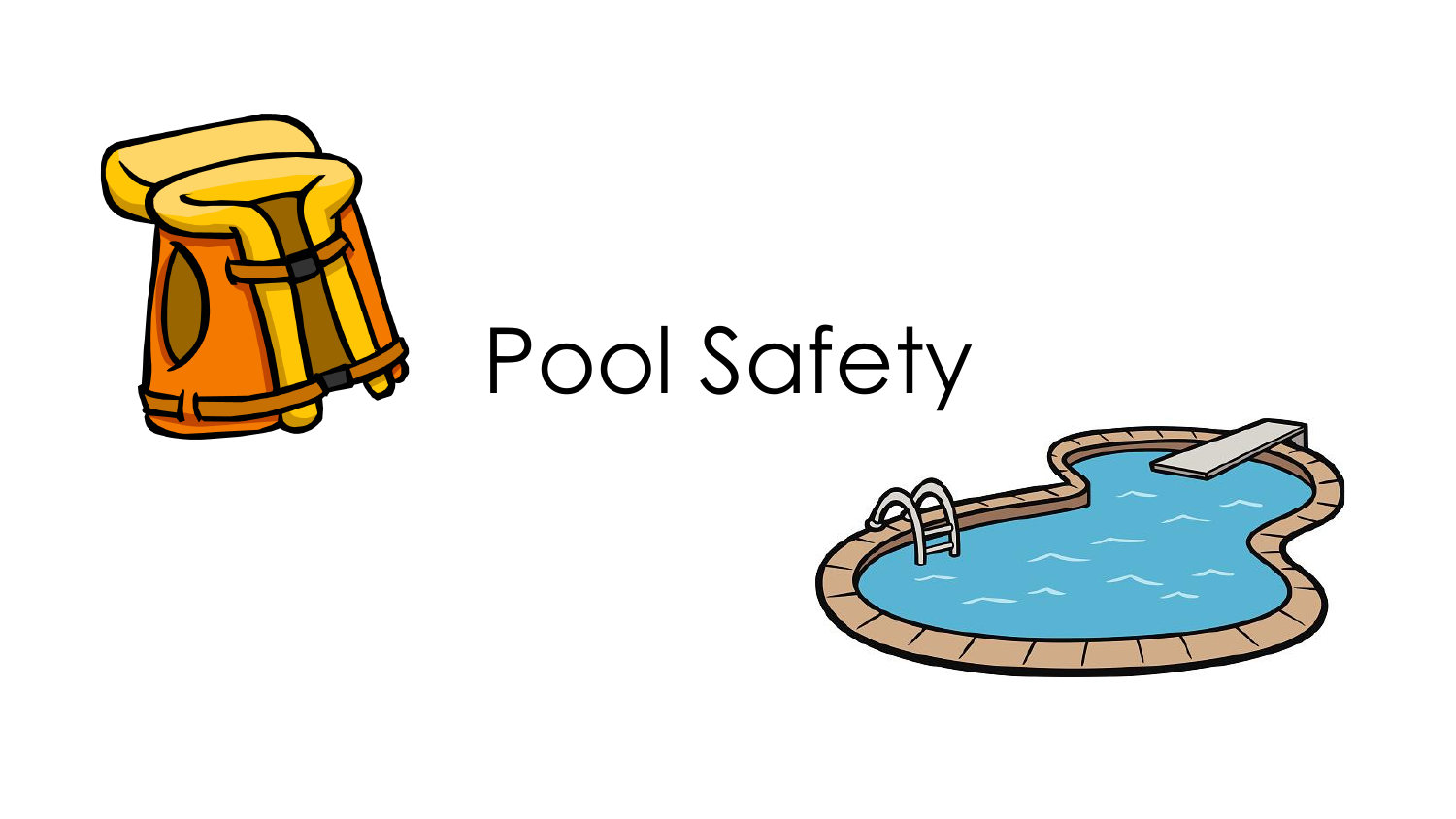# Pool Safety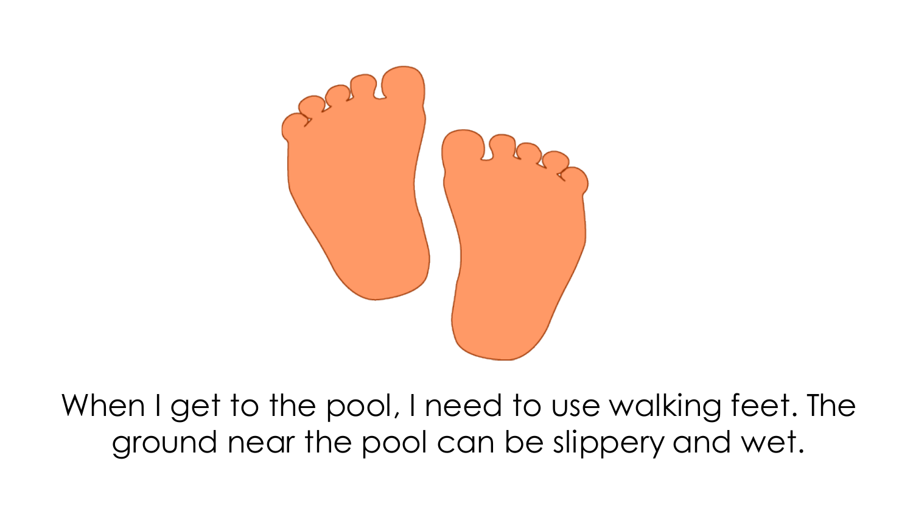When I get to the pool, I need to use walking feet. The ground near the pool can be slippery and wet.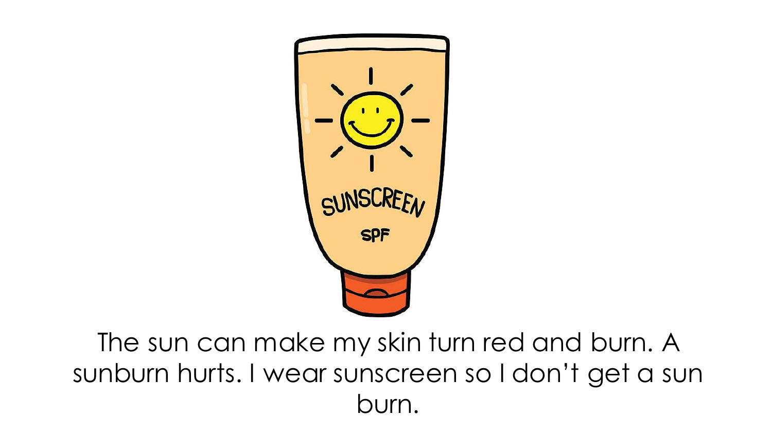The sun can make my skin turn red and burn. A sunburn hurts. I wear sunscreen so I don't get a sun burn.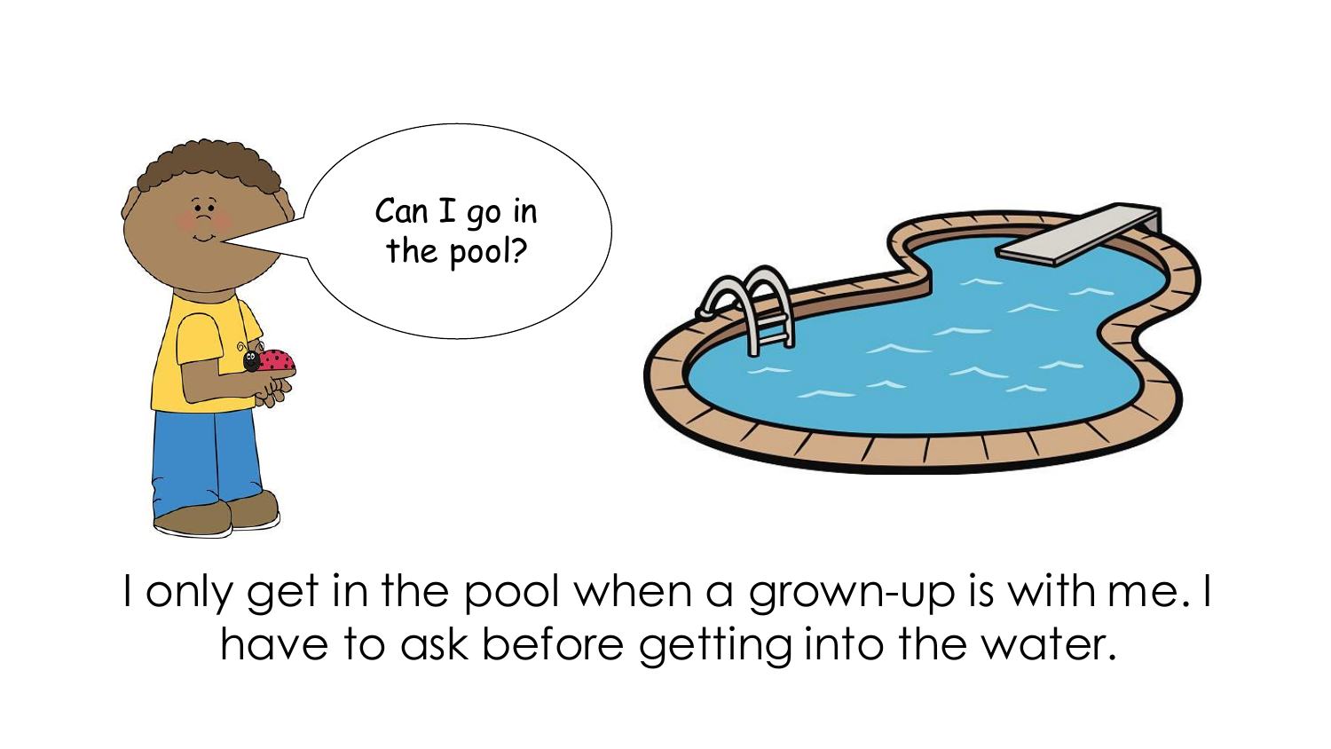Can I go in the pool?

I only get in the pool when a grown-up is with me. I have to ask before getting into the water.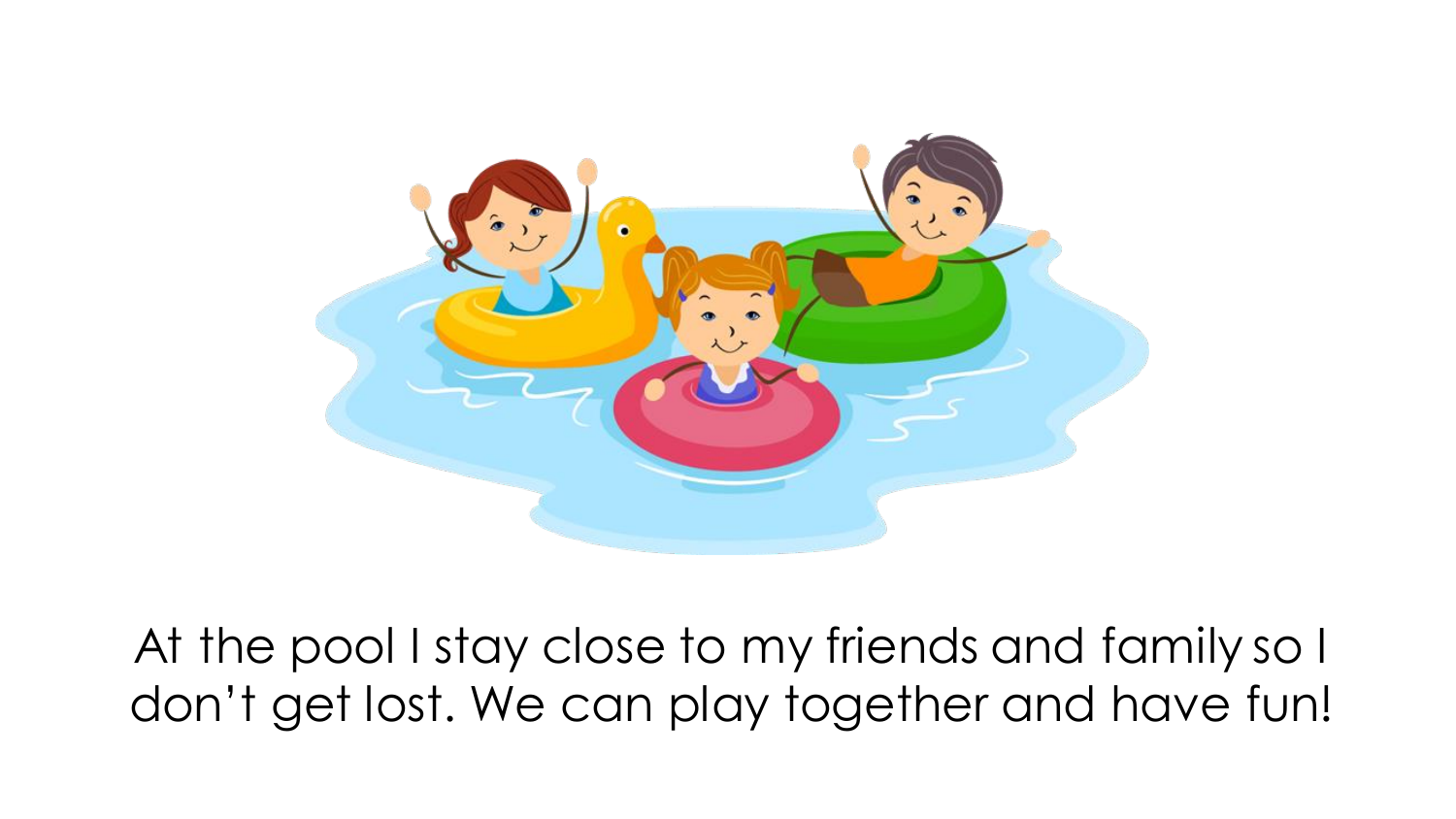At the pool I stay close to my friends and family so I don't get lost. We can play together and have fun!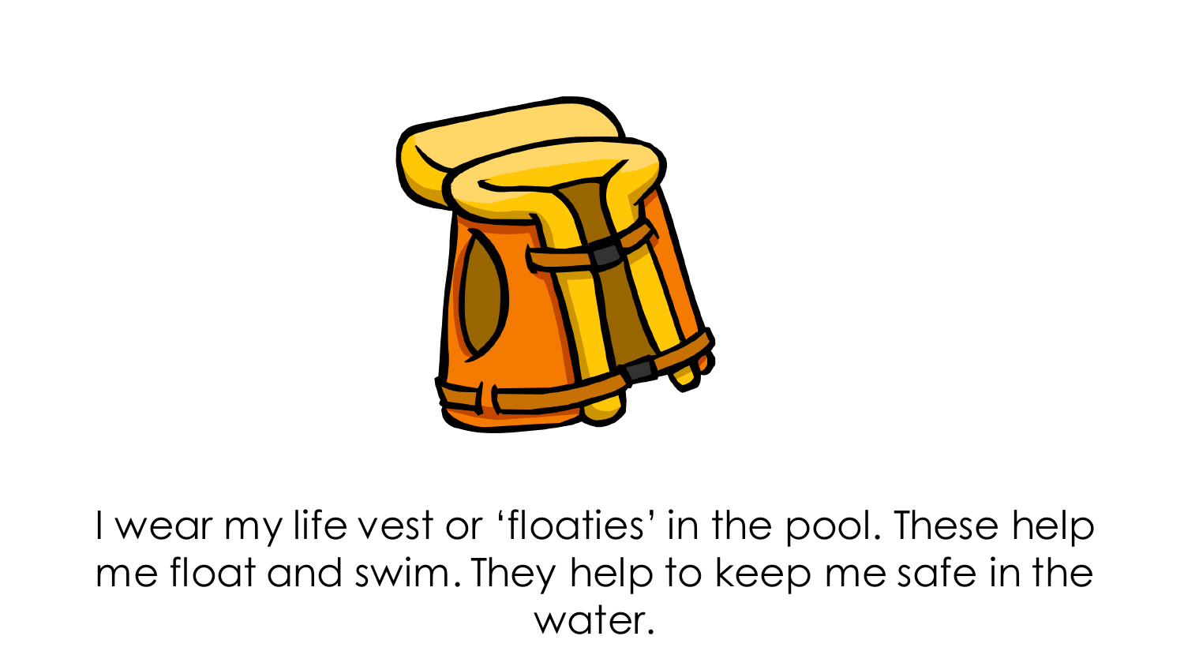I wear my life vest or ‘floaties’ in the pool. These help me float and swim. They help to keep me safe in the water.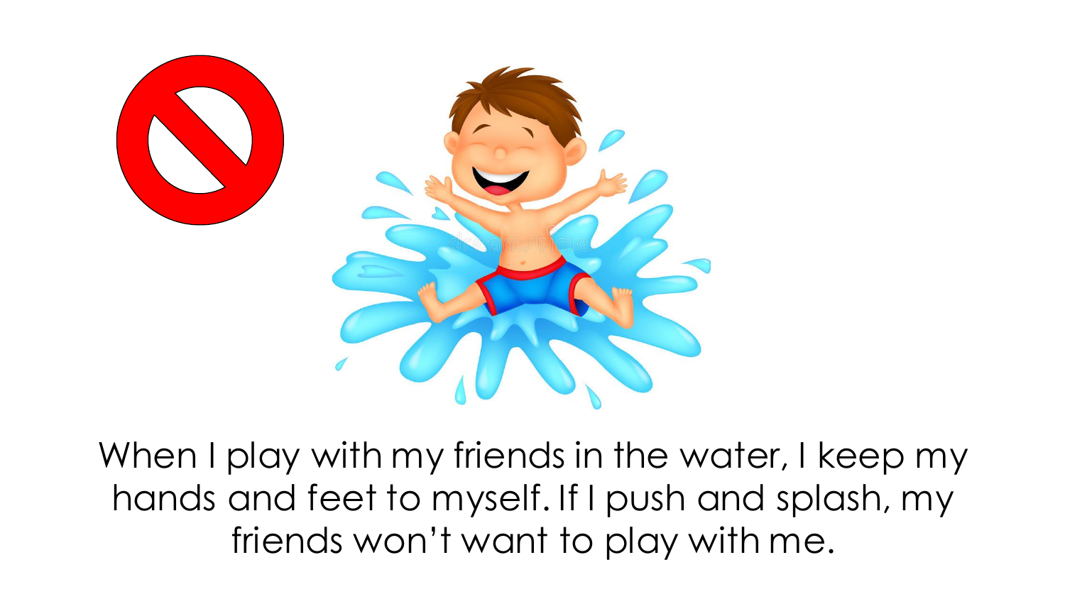When I play with my friends in the water, I keep my hands and feet to myself. If I push and splash, my friends won't want to play with me.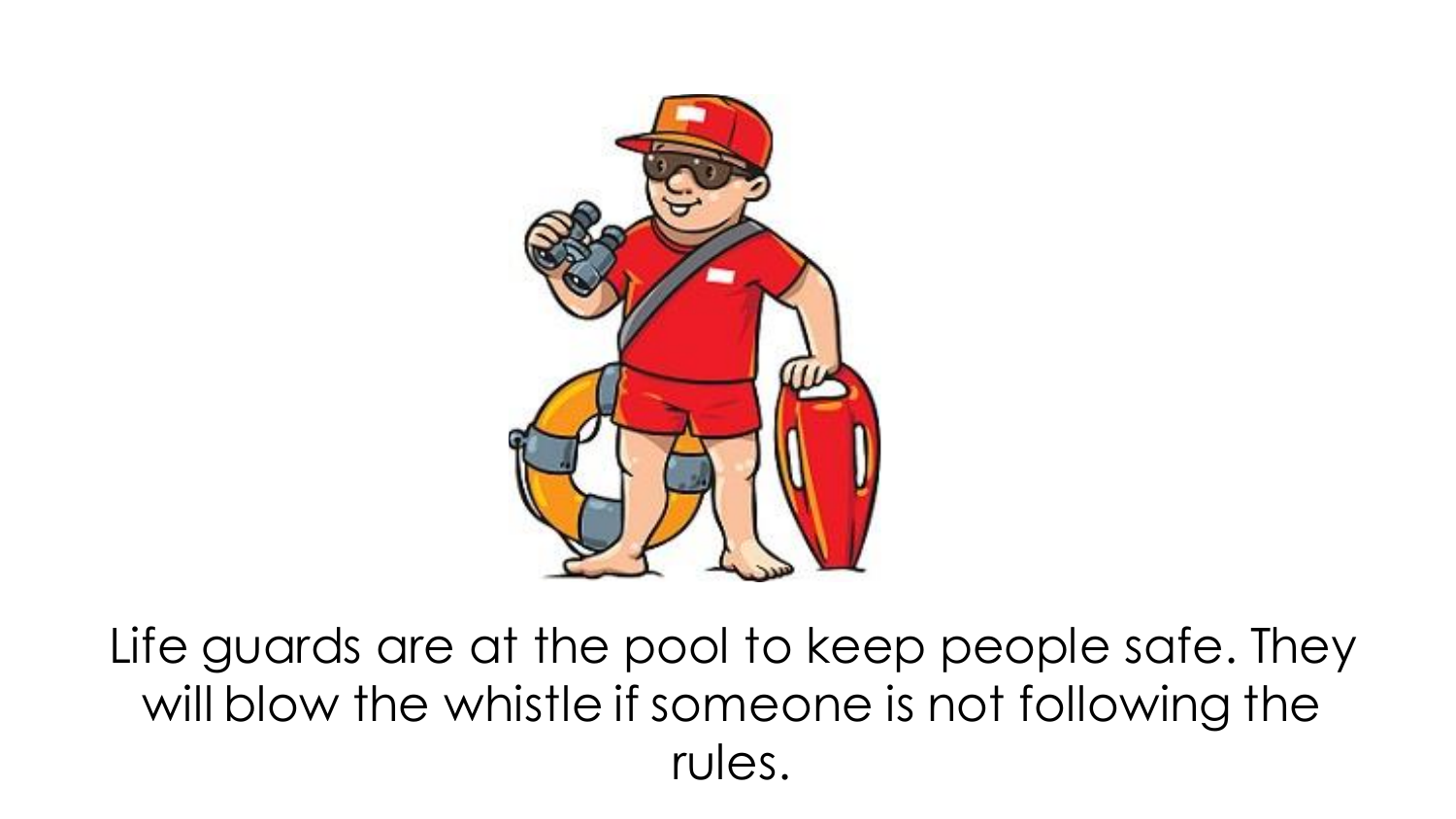Life guards are at the pool to keep people safe. They will blow the whistle if someone is not following the rules.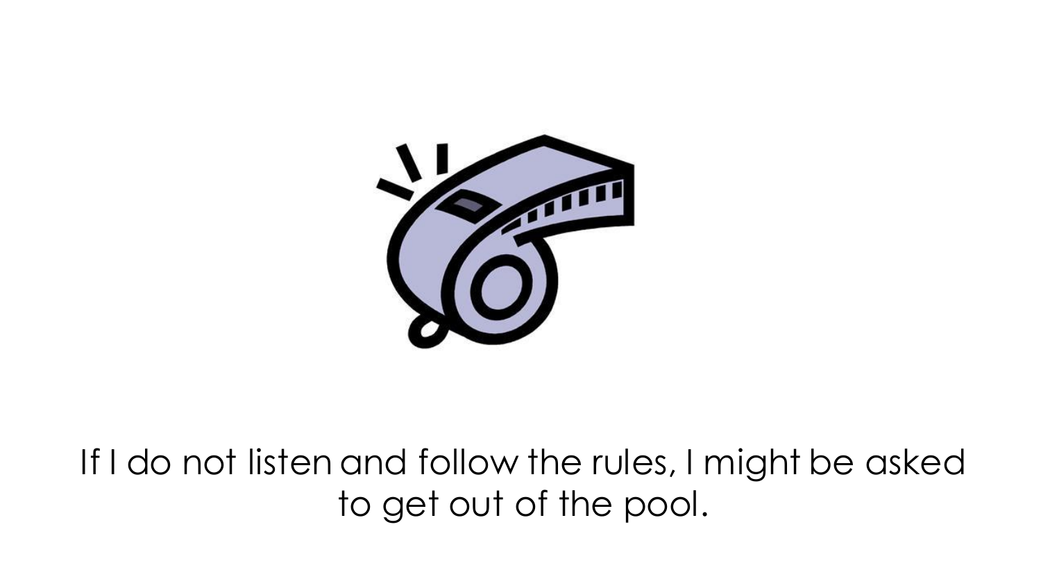If I do not listen and follow the rules, I might be asked to get out of the pool.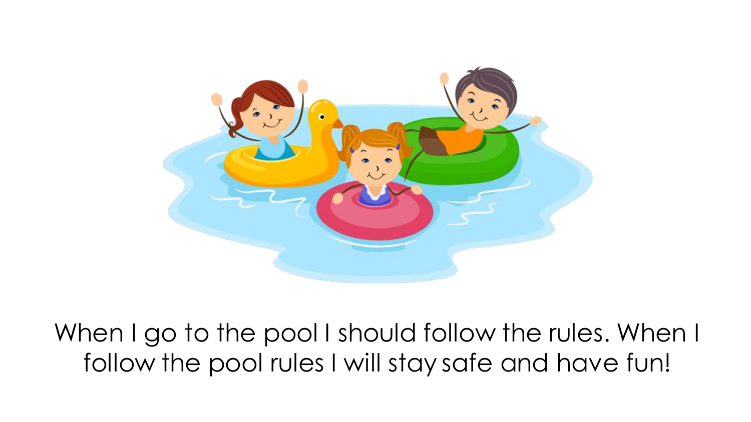When I go to the pool I should follow the rules. When I follow the pool rules I will stay safe and have fun!